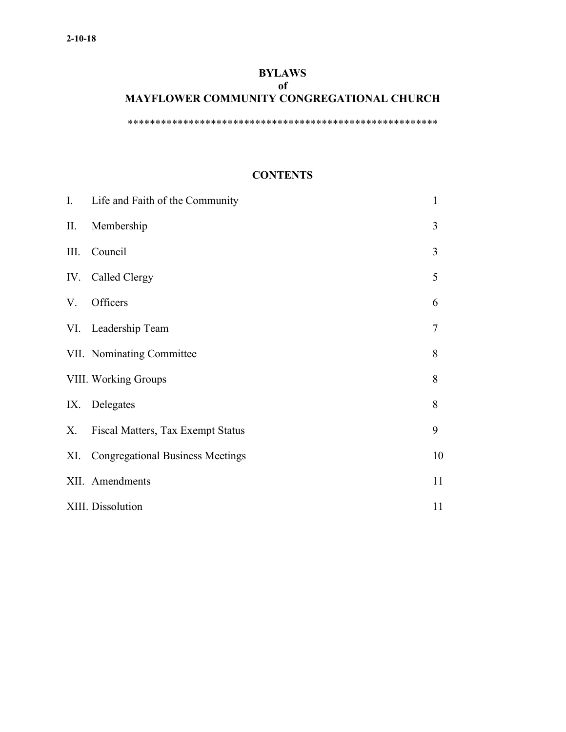2-10-18

# BYLAWS
# of
# MAYFLOWER COMMUNITY CONGREGATIONAL CHURCH

*******************************************************

## CONTENTS

| | | |
|---|---|---|
| I. | Life and Faith of the Community | 1 |
| II. | Membership | 3 |
| III. | Council | 3 |
| IV. | Called Clergy | 5 |
| V. | Officers | 6 |
| VI. | Leadership Team | 7 |
| VII. | Nominating Committee | 8 |
| VIII. | Working Groups | 8 |
| IX. | Delegates | 8 |
| X. | Fiscal Matters, Tax Exempt Status | 9 |
| XI. | Congregational Business Meetings | 10 |
| XII. | Amendments | 11 |
| XIII. | Dissolution | 11 |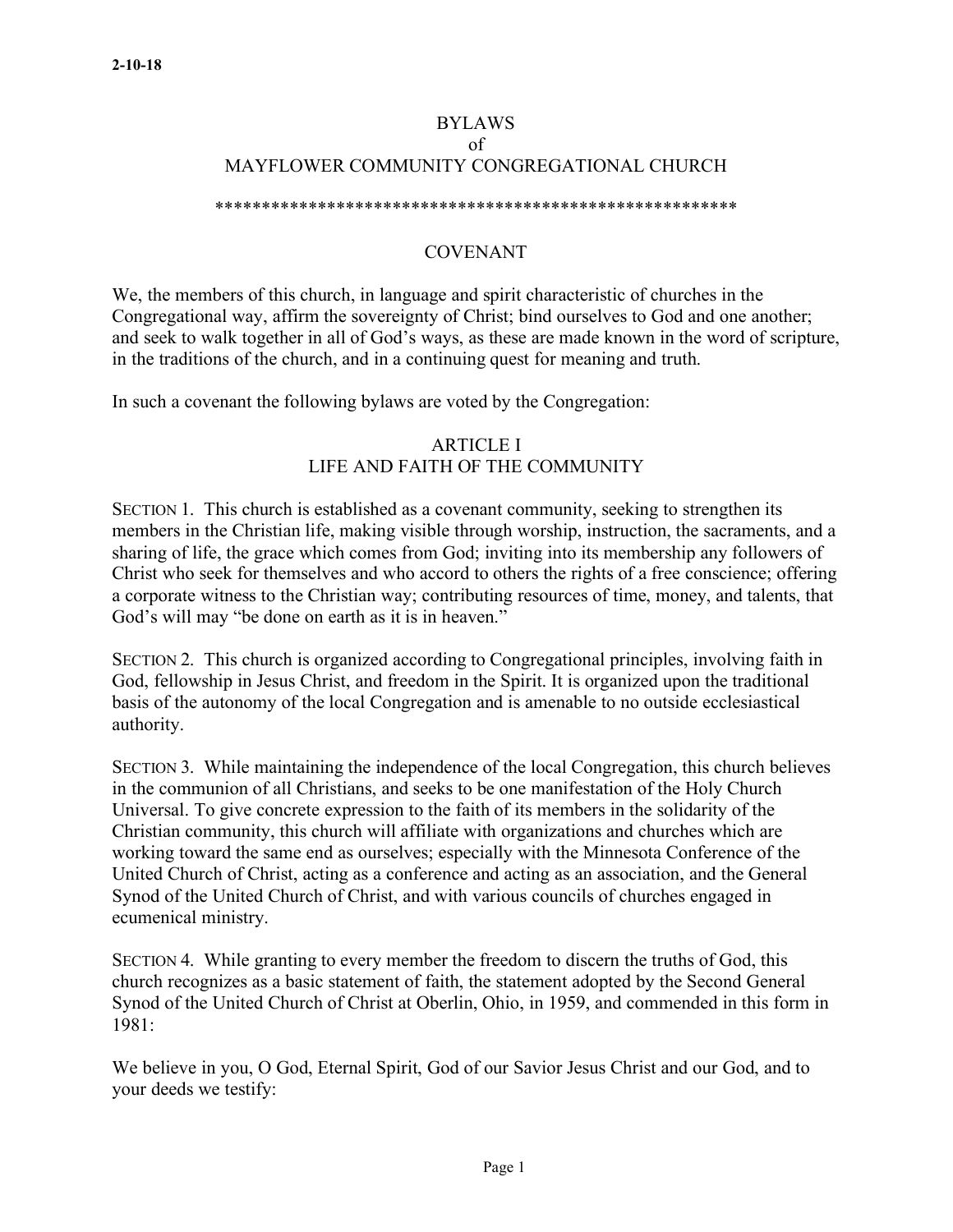# BYLAWS
## of
## MAYFLOWER COMMUNITY CONGREGATIONAL CHURCH

*******************************************************

## COVENANT

We, the members of this church, in language and spirit characteristic of churches in the Congregational way, affirm the sovereignty of Christ; bind ourselves to God and one another; and seek to walk together in all of God's ways, as these are made known in the word of scripture, in the traditions of the church, and in a continuing quest for meaning and truth.

In such a covenant the following bylaws are voted by the Congregation:

## ARTICLE I
## LIFE AND FAITH OF THE COMMUNITY

SECTION 1. This church is established as a covenant community, seeking to strengthen its members in the Christian life, making visible through worship, instruction, the sacraments, and a sharing of life, the grace which comes from God; inviting into its membership any followers of Christ who seek for themselves and who accord to others the rights of a free conscience; offering a corporate witness to the Christian way; contributing resources of time, money, and talents, that God's will may "be done on earth as it is in heaven."

SECTION 2. This church is organized according to Congregational principles, involving faith in God, fellowship in Jesus Christ, and freedom in the Spirit. It is organized upon the traditional basis of the autonomy of the local Congregation and is amenable to no outside ecclesiastical authority.

SECTION 3. While maintaining the independence of the local Congregation, this church believes in the communion of all Christians, and seeks to be one manifestation of the Holy Church Universal. To give concrete expression to the faith of its members in the solidarity of the Christian community, this church will affiliate with organizations and churches which are working toward the same end as ourselves; especially with the Minnesota Conference of the United Church of Christ, acting as a conference and acting as an association, and the General Synod of the United Church of Christ, and with various councils of churches engaged in ecumenical ministry.

SECTION 4. While granting to every member the freedom to discern the truths of God, this church recognizes as a basic statement of faith, the statement adopted by the Second General Synod of the United Church of Christ at Oberlin, Ohio, in 1959, and commended in this form in 1981:

We believe in you, O God, Eternal Spirit, God of our Savior Jesus Christ and our God, and to your deeds we testify: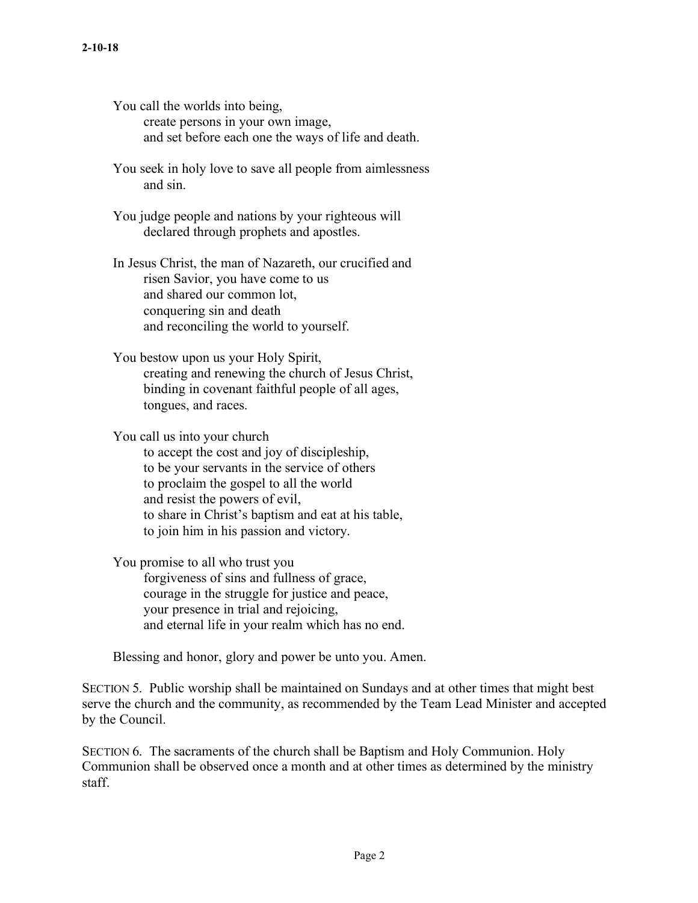You call the worlds into being,
create persons in your own image,
and set before each one the ways of life and death.

You seek in holy love to save all people from aimlessness
and sin.

You judge people and nations by your righteous will
declared through prophets and apostles.

In Jesus Christ, the man of Nazareth, our crucified and
risen Savior, you have come to us
and shared our common lot,
conquering sin and death
and reconciling the world to yourself.

You bestow upon us your Holy Spirit,
creating and renewing the church of Jesus Christ,
binding in covenant faithful people of all ages,
tongues, and races.

You call us into your church
to accept the cost and joy of discipleship,
to be your servants in the service of others
to proclaim the gospel to all the world
and resist the powers of evil,
to share in Christ's baptism and eat at his table,
to join him in his passion and victory.

You promise to all who trust you
forgiveness of sins and fullness of grace,
courage in the struggle for justice and peace,
your presence in trial and rejoicing,
and eternal life in your realm which has no end.

Blessing and honor, glory and power be unto you. Amen.

SECTION 5. Public worship shall be maintained on Sundays and at other times that might best serve the church and the community, as recommended by the Team Lead Minister and accepted by the Council.

SECTION 6. The sacraments of the church shall be Baptism and Holy Communion. Holy Communion shall be observed once a month and at other times as determined by the ministry staff.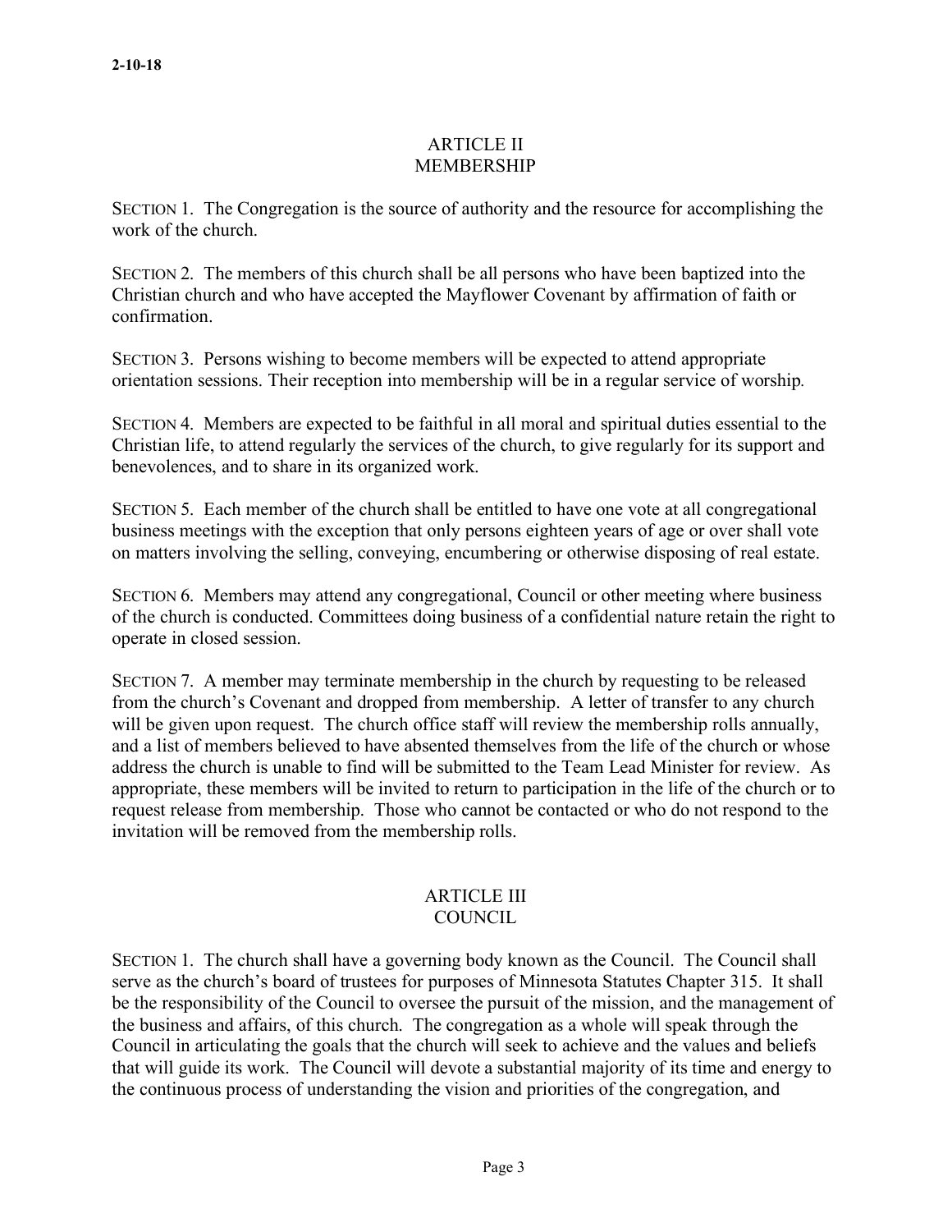## ARTICLE II
## MEMBERSHIP

SECTION 1. The Congregation is the source of authority and the resource for accomplishing the work of the church.

SECTION 2. The members of this church shall be all persons who have been baptized into the Christian church and who have accepted the Mayflower Covenant by affirmation of faith or confirmation.

SECTION 3. Persons wishing to become members will be expected to attend appropriate orientation sessions. Their reception into membership will be in a regular service of worship.

SECTION 4. Members are expected to be faithful in all moral and spiritual duties essential to the Christian life, to attend regularly the services of the church, to give regularly for its support and benevolences, and to share in its organized work.

SECTION 5. Each member of the church shall be entitled to have one vote at all congregational business meetings with the exception that only persons eighteen years of age or over shall vote on matters involving the selling, conveying, encumbering or otherwise disposing of real estate.

SECTION 6. Members may attend any congregational, Council or other meeting where business of the church is conducted. Committees doing business of a confidential nature retain the right to operate in closed session.

SECTION 7. A member may terminate membership in the church by requesting to be released from the church's Covenant and dropped from membership. A letter of transfer to any church will be given upon request. The church office staff will review the membership rolls annually, and a list of members believed to have absented themselves from the life of the church or whose address the church is unable to find will be submitted to the Team Lead Minister for review. As appropriate, these members will be invited to return to participation in the life of the church or to request release from membership. Those who cannot be contacted or who do not respond to the invitation will be removed from the membership rolls.

## ARTICLE III
## COUNCIL

SECTION 1. The church shall have a governing body known as the Council. The Council shall serve as the church's board of trustees for purposes of Minnesota Statutes Chapter 315. It shall be the responsibility of the Council to oversee the pursuit of the mission, and the management of the business and affairs, of this church. The congregation as a whole will speak through the Council in articulating the goals that the church will seek to achieve and the values and beliefs that will guide its work. The Council will devote a substantial majority of its time and energy to the continuous process of understanding the vision and priorities of the congregation, and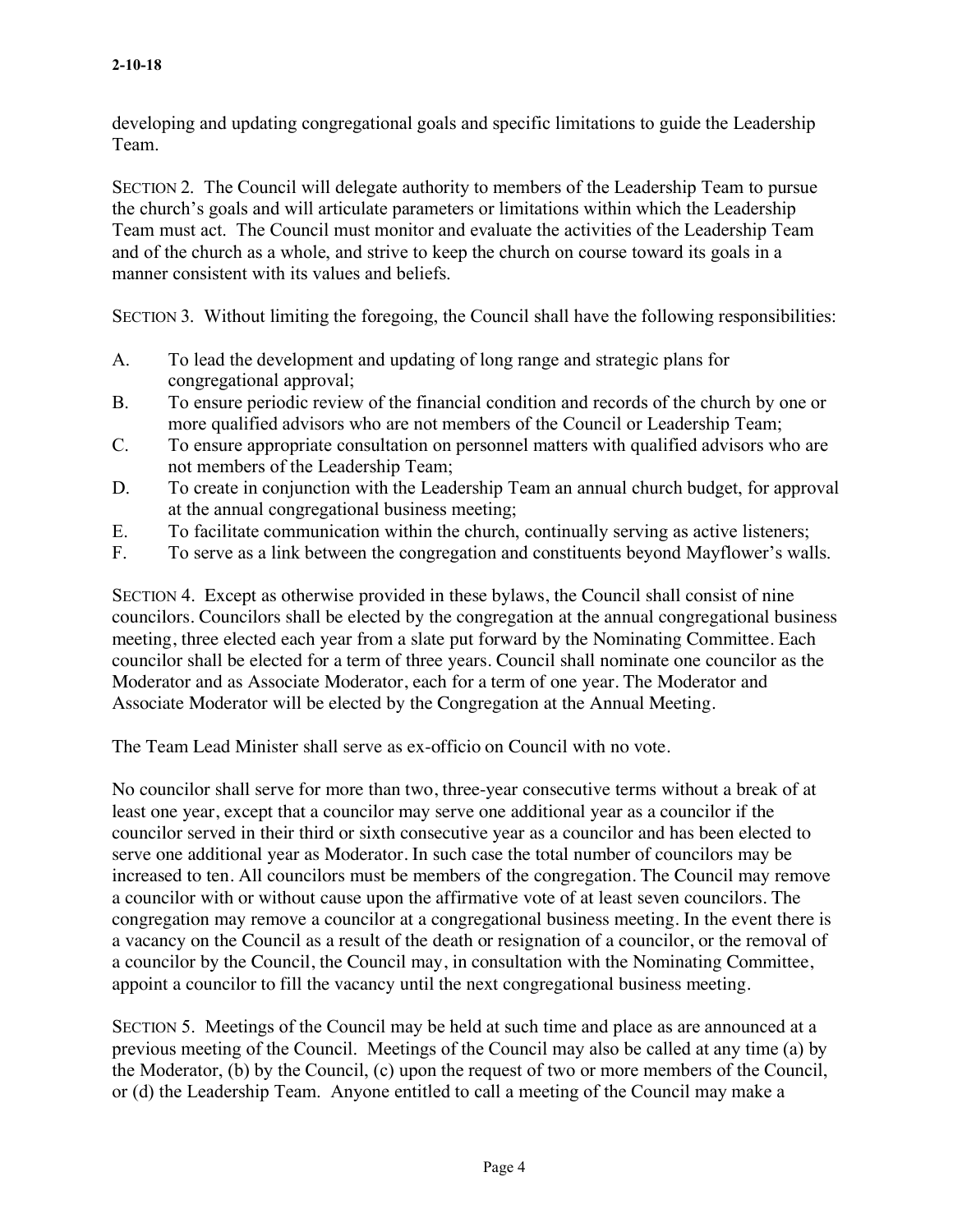developing and updating congregational goals and specific limitations to guide the Leadership Team.

SECTION 2. The Council will delegate authority to members of the Leadership Team to pursue the church's goals and will articulate parameters or limitations within which the Leadership Team must act. The Council must monitor and evaluate the activities of the Leadership Team and of the church as a whole, and strive to keep the church on course toward its goals in a manner consistent with its values and beliefs.

SECTION 3. Without limiting the foregoing, the Council shall have the following responsibilities:

A. To lead the development and updating of long range and strategic plans for congregational approval;
B. To ensure periodic review of the financial condition and records of the church by one or more qualified advisors who are not members of the Council or Leadership Team;
C. To ensure appropriate consultation on personnel matters with qualified advisors who are not members of the Leadership Team;
D. To create in conjunction with the Leadership Team an annual church budget, for approval at the annual congregational business meeting;
E. To facilitate communication within the church, continually serving as active listeners;
F. To serve as a link between the congregation and constituents beyond Mayflower's walls.

SECTION 4. Except as otherwise provided in these bylaws, the Council shall consist of nine councilors. Councilors shall be elected by the congregation at the annual congregational business meeting, three elected each year from a slate put forward by the Nominating Committee. Each councilor shall be elected for a term of three years. Council shall nominate one councilor as the Moderator and as Associate Moderator, each for a term of one year. The Moderator and Associate Moderator will be elected by the Congregation at the Annual Meeting.

The Team Lead Minister shall serve as ex-officio on Council with no vote.

No councilor shall serve for more than two, three-year consecutive terms without a break of at least one year, except that a councilor may serve one additional year as a councilor if the councilor served in their third or sixth consecutive year as a councilor and has been elected to serve one additional year as Moderator. In such case the total number of councilors may be increased to ten. All councilors must be members of the congregation. The Council may remove a councilor with or without cause upon the affirmative vote of at least seven councilors. The congregation may remove a councilor at a congregational business meeting. In the event there is a vacancy on the Council as a result of the death or resignation of a councilor, or the removal of a councilor by the Council, the Council may, in consultation with the Nominating Committee, appoint a councilor to fill the vacancy until the next congregational business meeting.

SECTION 5. Meetings of the Council may be held at such time and place as are announced at a previous meeting of the Council. Meetings of the Council may also be called at any time (a) by the Moderator, (b) by the Council, (c) upon the request of two or more members of the Council, or (d) the Leadership Team. Anyone entitled to call a meeting of the Council may make a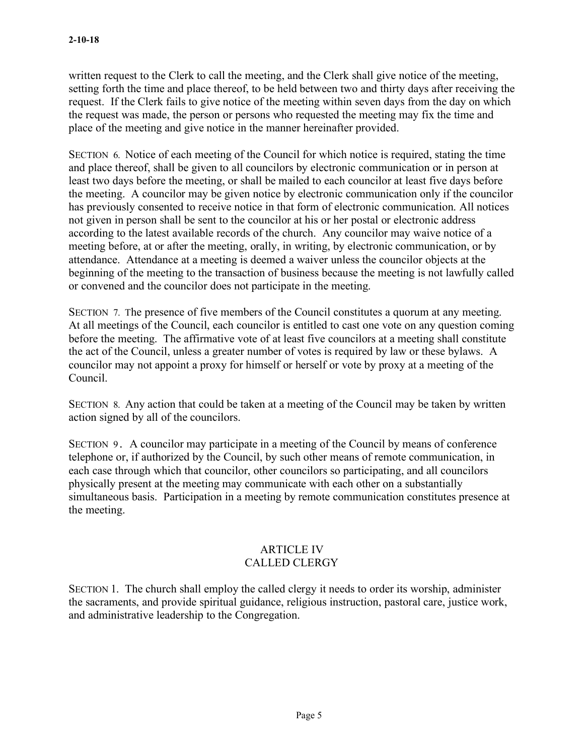written request to the Clerk to call the meeting, and the Clerk shall give notice of the meeting, setting forth the time and place thereof, to be held between two and thirty days after receiving the request. If the Clerk fails to give notice of the meeting within seven days from the day on which the request was made, the person or persons who requested the meeting may fix the time and place of the meeting and give notice in the manner hereinafter provided.

SECTION 6. Notice of each meeting of the Council for which notice is required, stating the time and place thereof, shall be given to all councilors by electronic communication or in person at least two days before the meeting, or shall be mailed to each councilor at least five days before the meeting. A councilor may be given notice by electronic communication only if the councilor has previously consented to receive notice in that form of electronic communication. All notices not given in person shall be sent to the councilor at his or her postal or electronic address according to the latest available records of the church. Any councilor may waive notice of a meeting before, at or after the meeting, orally, in writing, by electronic communication, or by attendance. Attendance at a meeting is deemed a waiver unless the councilor objects at the beginning of the meeting to the transaction of business because the meeting is not lawfully called or convened and the councilor does not participate in the meeting.

SECTION 7. The presence of five members of the Council constitutes a quorum at any meeting. At all meetings of the Council, each councilor is entitled to cast one vote on any question coming before the meeting. The affirmative vote of at least five councilors at a meeting shall constitute the act of the Council, unless a greater number of votes is required by law or these bylaws. A councilor may not appoint a proxy for himself or herself or vote by proxy at a meeting of the Council.

SECTION 8. Any action that could be taken at a meeting of the Council may be taken by written action signed by all of the councilors.

SECTION 9. A councilor may participate in a meeting of the Council by means of conference telephone or, if authorized by the Council, by such other means of remote communication, in each case through which that councilor, other councilors so participating, and all councilors physically present at the meeting may communicate with each other on a substantially simultaneous basis. Participation in a meeting by remote communication constitutes presence at the meeting.

## ARTICLE IV
## CALLED CLERGY

SECTION 1. The church shall employ the called clergy it needs to order its worship, administer the sacraments, and provide spiritual guidance, religious instruction, pastoral care, justice work, and administrative leadership to the Congregation.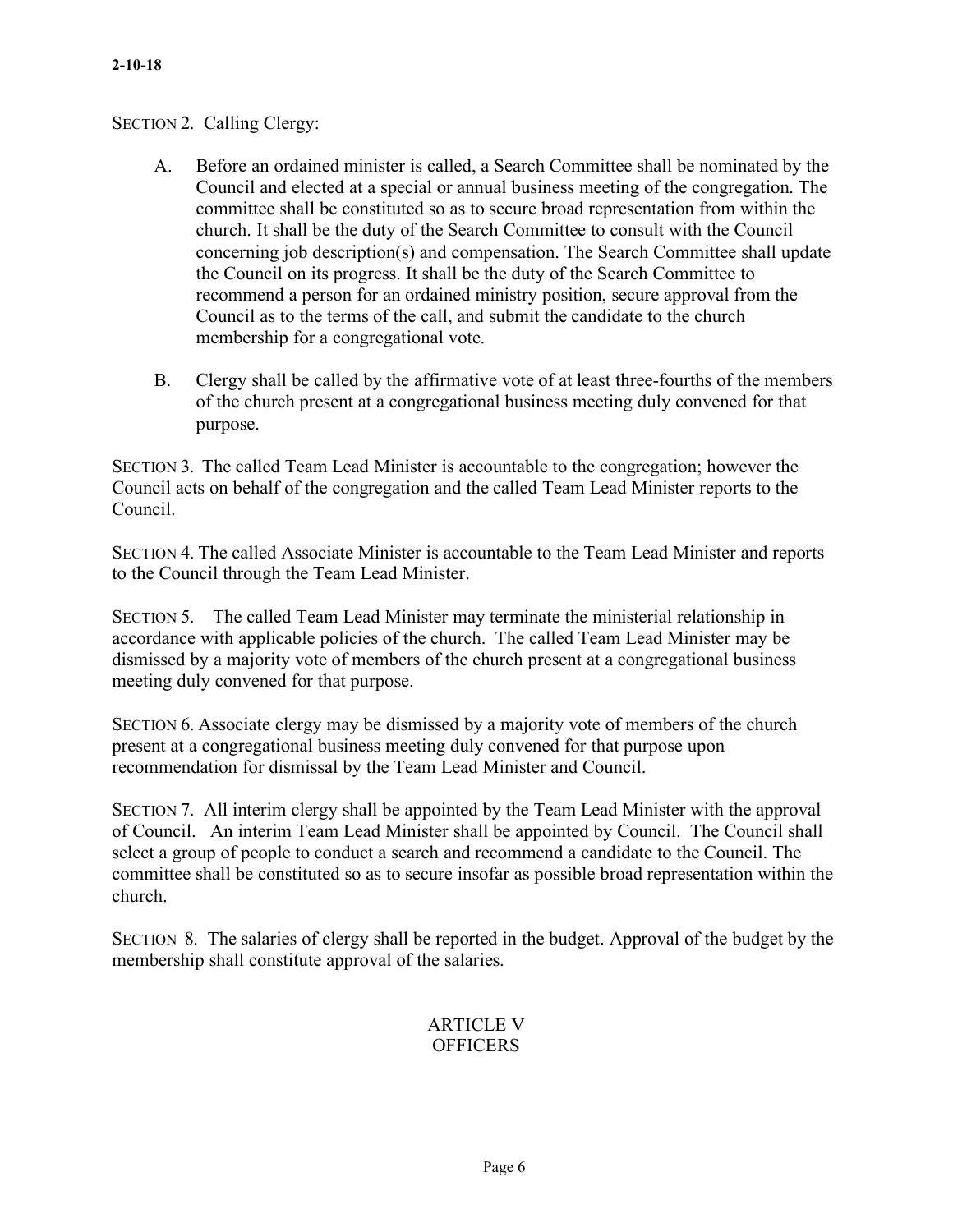SECTION 2. Calling Clergy:

A. Before an ordained minister is called, a Search Committee shall be nominated by the Council and elected at a special or annual business meeting of the congregation. The committee shall be constituted so as to secure broad representation from within the church. It shall be the duty of the Search Committee to consult with the Council concerning job description(s) and compensation. The Search Committee shall update the Council on its progress. It shall be the duty of the Search Committee to recommend a person for an ordained ministry position, secure approval from the Council as to the terms of the call, and submit the candidate to the church membership for a congregational vote.

B. Clergy shall be called by the affirmative vote of at least three-fourths of the members of the church present at a congregational business meeting duly convened for that purpose.

SECTION 3. The called Team Lead Minister is accountable to the congregation; however the Council acts on behalf of the congregation and the called Team Lead Minister reports to the Council.

SECTION 4. The called Associate Minister is accountable to the Team Lead Minister and reports to the Council through the Team Lead Minister.

SECTION 5. The called Team Lead Minister may terminate the ministerial relationship in accordance with applicable policies of the church. The called Team Lead Minister may be dismissed by a majority vote of members of the church present at a congregational business meeting duly convened for that purpose.

SECTION 6. Associate clergy may be dismissed by a majority vote of members of the church present at a congregational business meeting duly convened for that purpose upon recommendation for dismissal by the Team Lead Minister and Council.

SECTION 7. All interim clergy shall be appointed by the Team Lead Minister with the approval of Council. An interim Team Lead Minister shall be appointed by Council. The Council shall select a group of people to conduct a search and recommend a candidate to the Council. The committee shall be constituted so as to secure insofar as possible broad representation within the church.

SECTION 8. The salaries of clergy shall be reported in the budget. Approval of the budget by the membership shall constitute approval of the salaries.

## ARTICLE V
## OFFICERS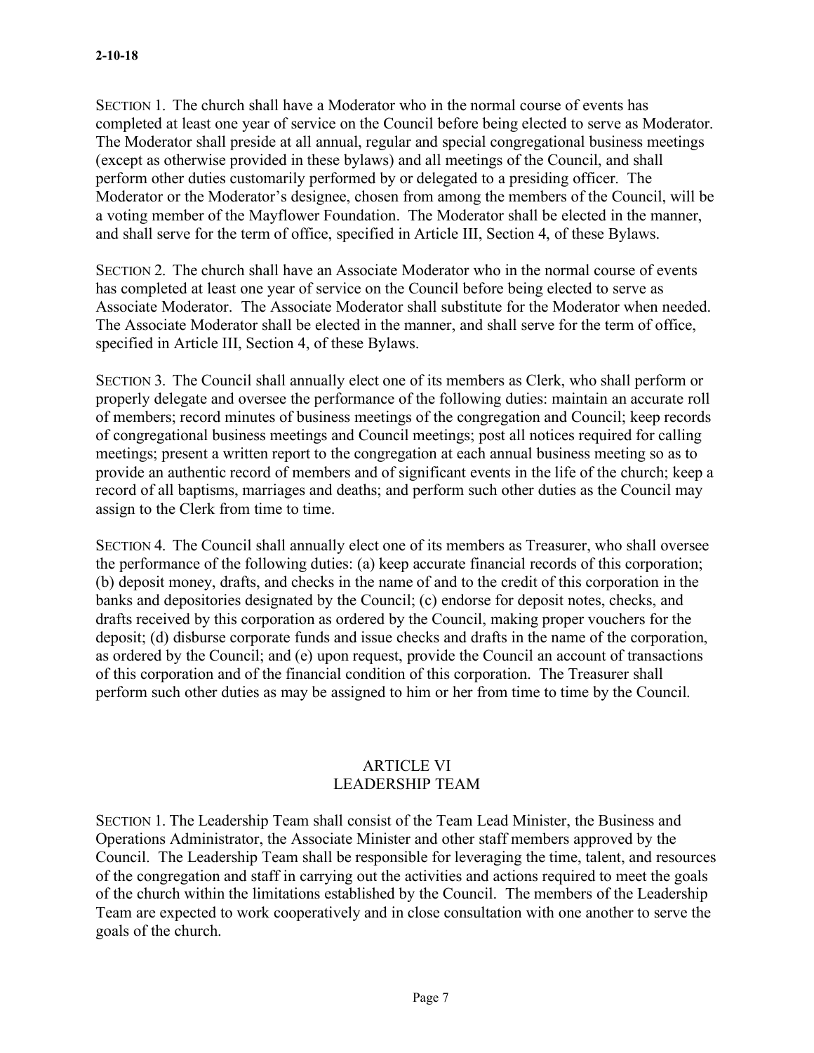SECTION 1. The church shall have a Moderator who in the normal course of events has completed at least one year of service on the Council before being elected to serve as Moderator. The Moderator shall preside at all annual, regular and special congregational business meetings (except as otherwise provided in these bylaws) and all meetings of the Council, and shall perform other duties customarily performed by or delegated to a presiding officer. The Moderator or the Moderator's designee, chosen from among the members of the Council, will be a voting member of the Mayflower Foundation. The Moderator shall be elected in the manner, and shall serve for the term of office, specified in Article III, Section 4, of these Bylaws.

SECTION 2. The church shall have an Associate Moderator who in the normal course of events has completed at least one year of service on the Council before being elected to serve as Associate Moderator. The Associate Moderator shall substitute for the Moderator when needed. The Associate Moderator shall be elected in the manner, and shall serve for the term of office, specified in Article III, Section 4, of these Bylaws.

SECTION 3. The Council shall annually elect one of its members as Clerk, who shall perform or properly delegate and oversee the performance of the following duties: maintain an accurate roll of members; record minutes of business meetings of the congregation and Council; keep records of congregational business meetings and Council meetings; post all notices required for calling meetings; present a written report to the congregation at each annual business meeting so as to provide an authentic record of members and of significant events in the life of the church; keep a record of all baptisms, marriages and deaths; and perform such other duties as the Council may assign to the Clerk from time to time.

SECTION 4. The Council shall annually elect one of its members as Treasurer, who shall oversee the performance of the following duties: (a) keep accurate financial records of this corporation; (b) deposit money, drafts, and checks in the name of and to the credit of this corporation in the banks and depositories designated by the Council; (c) endorse for deposit notes, checks, and drafts received by this corporation as ordered by the Council, making proper vouchers for the deposit; (d) disburse corporate funds and issue checks and drafts in the name of the corporation, as ordered by the Council; and (e) upon request, provide the Council an account of transactions of this corporation and of the financial condition of this corporation. The Treasurer shall perform such other duties as may be assigned to him or her from time to time by the Council.

## ARTICLE VI
## LEADERSHIP TEAM

SECTION 1. The Leadership Team shall consist of the Team Lead Minister, the Business and Operations Administrator, the Associate Minister and other staff members approved by the Council. The Leadership Team shall be responsible for leveraging the time, talent, and resources of the congregation and staff in carrying out the activities and actions required to meet the goals of the church within the limitations established by the Council. The members of the Leadership Team are expected to work cooperatively and in close consultation with one another to serve the goals of the church.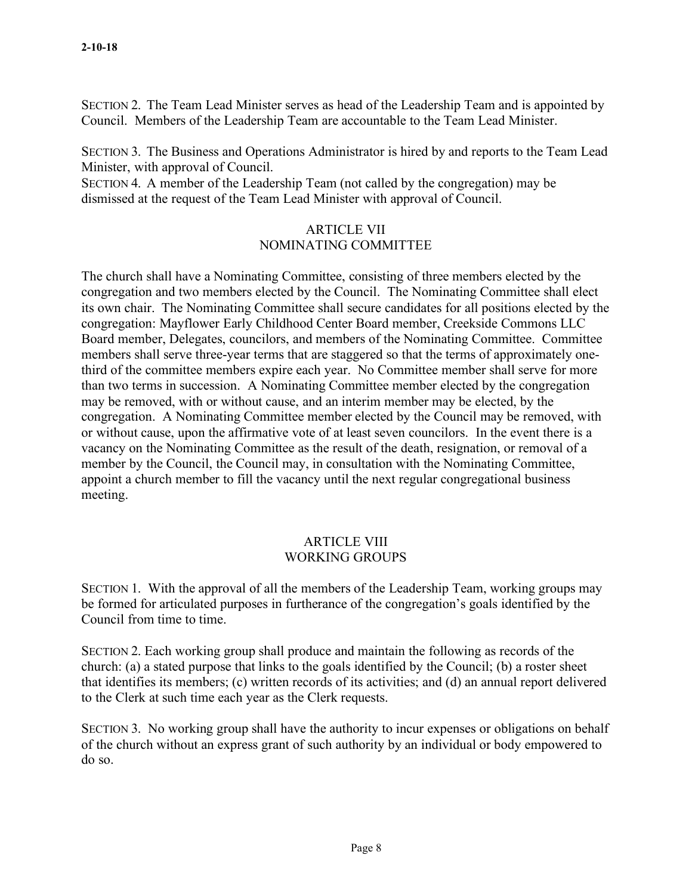SECTION 2. The Team Lead Minister serves as head of the Leadership Team and is appointed by Council. Members of the Leadership Team are accountable to the Team Lead Minister.

SECTION 3. The Business and Operations Administrator is hired by and reports to the Team Lead Minister, with approval of Council.

SECTION 4. A member of the Leadership Team (not called by the congregation) may be dismissed at the request of the Team Lead Minister with approval of Council.

## ARTICLE VII
## NOMINATING COMMITTEE

The church shall have a Nominating Committee, consisting of three members elected by the congregation and two members elected by the Council. The Nominating Committee shall elect its own chair. The Nominating Committee shall secure candidates for all positions elected by the congregation: Mayflower Early Childhood Center Board member, Creekside Commons LLC Board member, Delegates, councilors, and members of the Nominating Committee. Committee members shall serve three-year terms that are staggered so that the terms of approximately one-third of the committee members expire each year. No Committee member shall serve for more than two terms in succession. A Nominating Committee member elected by the congregation may be removed, with or without cause, and an interim member may be elected, by the congregation. A Nominating Committee member elected by the Council may be removed, with or without cause, upon the affirmative vote of at least seven councilors. In the event there is a vacancy on the Nominating Committee as the result of the death, resignation, or removal of a member by the Council, the Council may, in consultation with the Nominating Committee, appoint a church member to fill the vacancy until the next regular congregational business meeting.

## ARTICLE VIII
## WORKING GROUPS

SECTION 1. With the approval of all the members of the Leadership Team, working groups may be formed for articulated purposes in furtherance of the congregation's goals identified by the Council from time to time.

SECTION 2. Each working group shall produce and maintain the following as records of the church: (a) a stated purpose that links to the goals identified by the Council; (b) a roster sheet that identifies its members; (c) written records of its activities; and (d) an annual report delivered to the Clerk at such time each year as the Clerk requests.

SECTION 3. No working group shall have the authority to incur expenses or obligations on behalf of the church without an express grant of such authority by an individual or body empowered to do so.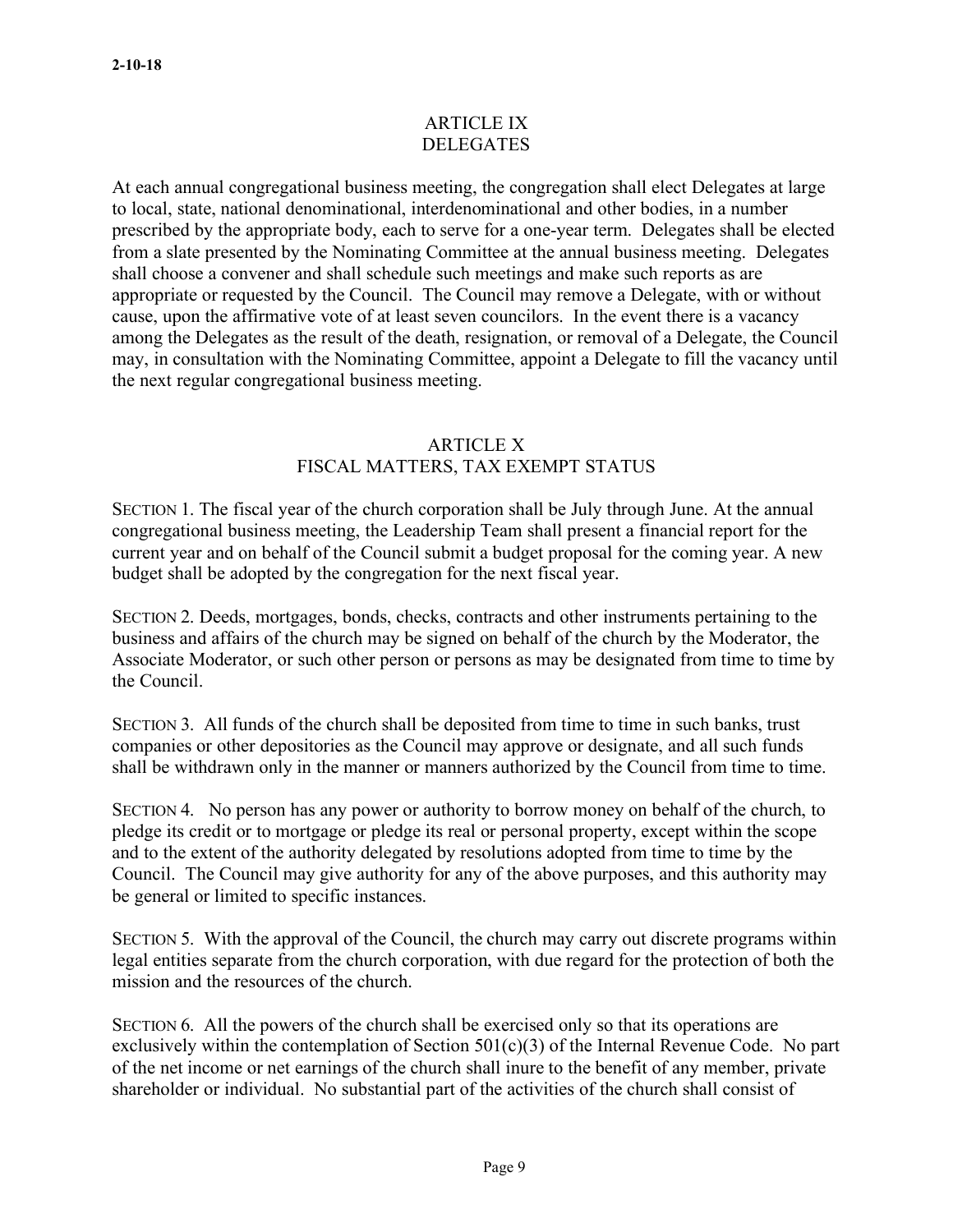## ARTICLE IX
## DELEGATES

At each annual congregational business meeting, the congregation shall elect Delegates at large to local, state, national denominational, interdenominational and other bodies, in a number prescribed by the appropriate body, each to serve for a one-year term. Delegates shall be elected from a slate presented by the Nominating Committee at the annual business meeting. Delegates shall choose a convener and shall schedule such meetings and make such reports as are appropriate or requested by the Council. The Council may remove a Delegate, with or without cause, upon the affirmative vote of at least seven councilors. In the event there is a vacancy among the Delegates as the result of the death, resignation, or removal of a Delegate, the Council may, in consultation with the Nominating Committee, appoint a Delegate to fill the vacancy until the next regular congregational business meeting.

## ARTICLE X
## FISCAL MATTERS, TAX EXEMPT STATUS

SECTION 1. The fiscal year of the church corporation shall be July through June. At the annual congregational business meeting, the Leadership Team shall present a financial report for the current year and on behalf of the Council submit a budget proposal for the coming year. A new budget shall be adopted by the congregation for the next fiscal year.

SECTION 2. Deeds, mortgages, bonds, checks, contracts and other instruments pertaining to the business and affairs of the church may be signed on behalf of the church by the Moderator, the Associate Moderator, or such other person or persons as may be designated from time to time by the Council.

SECTION 3. All funds of the church shall be deposited from time to time in such banks, trust companies or other depositories as the Council may approve or designate, and all such funds shall be withdrawn only in the manner or manners authorized by the Council from time to time.

SECTION 4. No person has any power or authority to borrow money on behalf of the church, to pledge its credit or to mortgage or pledge its real or personal property, except within the scope and to the extent of the authority delegated by resolutions adopted from time to time by the Council. The Council may give authority for any of the above purposes, and this authority may be general or limited to specific instances.

SECTION 5. With the approval of the Council, the church may carry out discrete programs within legal entities separate from the church corporation, with due regard for the protection of both the mission and the resources of the church.

SECTION 6. All the powers of the church shall be exercised only so that its operations are exclusively within the contemplation of Section 501(c)(3) of the Internal Revenue Code. No part of the net income or net earnings of the church shall inure to the benefit of any member, private shareholder or individual. No substantial part of the activities of the church shall consist of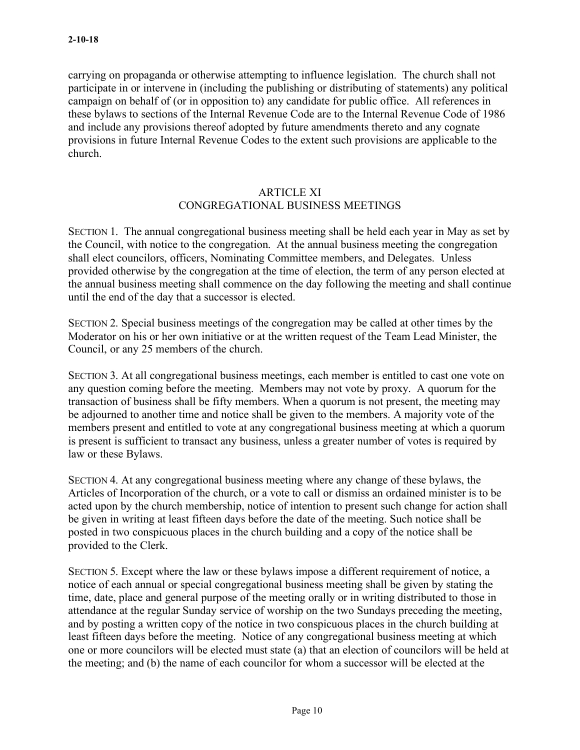carrying on propaganda or otherwise attempting to influence legislation. The church shall not participate in or intervene in (including the publishing or distributing of statements) any political campaign on behalf of (or in opposition to) any candidate for public office. All references in these bylaws to sections of the Internal Revenue Code are to the Internal Revenue Code of 1986 and include any provisions thereof adopted by future amendments thereto and any cognate provisions in future Internal Revenue Codes to the extent such provisions are applicable to the church.

## ARTICLE XI
## CONGREGATIONAL BUSINESS MEETINGS

SECTION 1. The annual congregational business meeting shall be held each year in May as set by the Council, with notice to the congregation. At the annual business meeting the congregation shall elect councilors, officers, Nominating Committee members, and Delegates. Unless provided otherwise by the congregation at the time of election, the term of any person elected at the annual business meeting shall commence on the day following the meeting and shall continue until the end of the day that a successor is elected.

SECTION 2. Special business meetings of the congregation may be called at other times by the Moderator on his or her own initiative or at the written request of the Team Lead Minister, the Council, or any 25 members of the church.

SECTION 3. At all congregational business meetings, each member is entitled to cast one vote on any question coming before the meeting. Members may not vote by proxy. A quorum for the transaction of business shall be fifty members. When a quorum is not present, the meeting may be adjourned to another time and notice shall be given to the members. A majority vote of the members present and entitled to vote at any congregational business meeting at which a quorum is present is sufficient to transact any business, unless a greater number of votes is required by law or these Bylaws.

SECTION 4. At any congregational business meeting where any change of these bylaws, the Articles of Incorporation of the church, or a vote to call or dismiss an ordained minister is to be acted upon by the church membership, notice of intention to present such change for action shall be given in writing at least fifteen days before the date of the meeting. Such notice shall be posted in two conspicuous places in the church building and a copy of the notice shall be provided to the Clerk.

SECTION 5. Except where the law or these bylaws impose a different requirement of notice, a notice of each annual or special congregational business meeting shall be given by stating the time, date, place and general purpose of the meeting orally or in writing distributed to those in attendance at the regular Sunday service of worship on the two Sundays preceding the meeting, and by posting a written copy of the notice in two conspicuous places in the church building at least fifteen days before the meeting. Notice of any congregational business meeting at which one or more councilors will be elected must state (a) that an election of councilors will be held at the meeting; and (b) the name of each councilor for whom a successor will be elected at the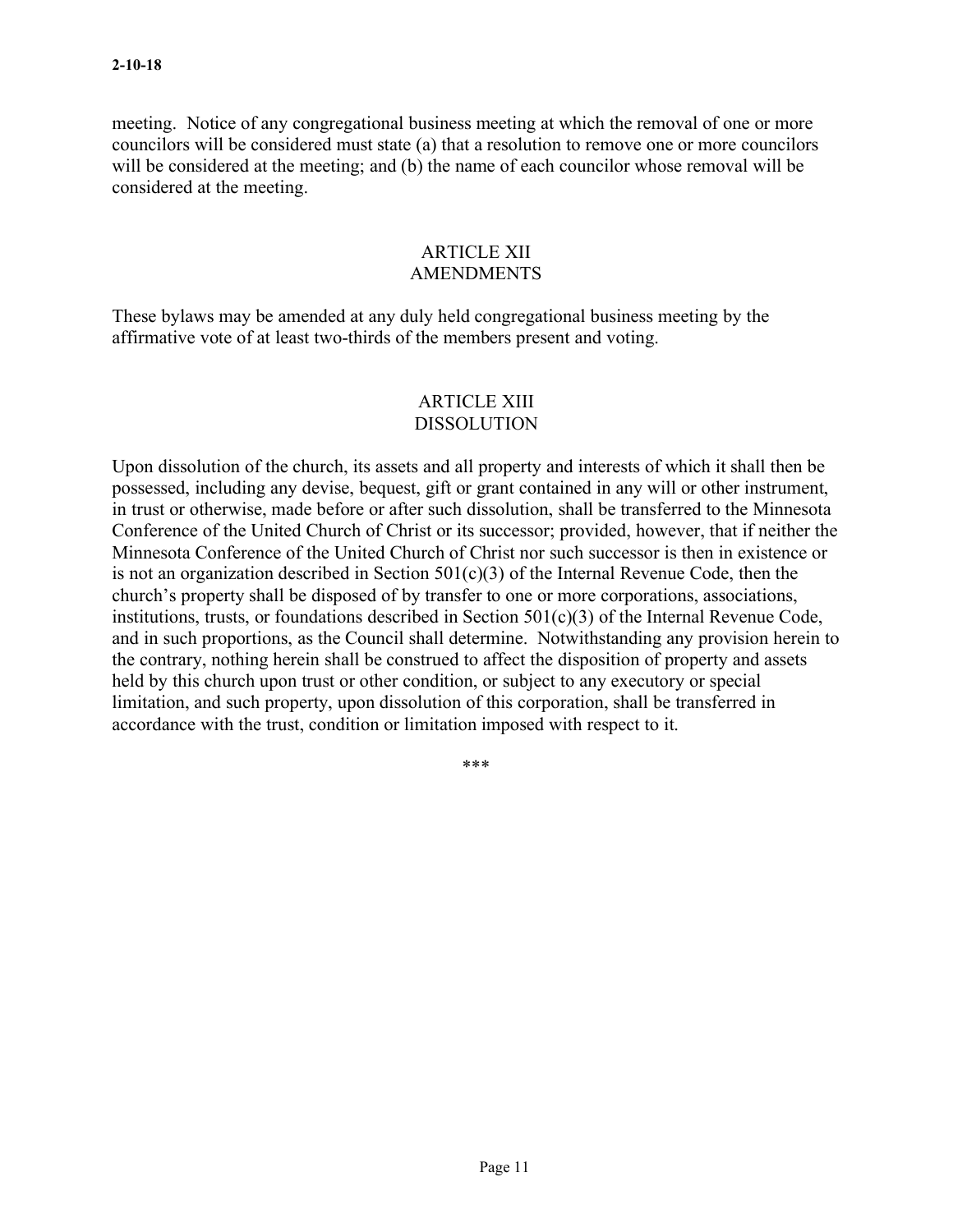meeting. Notice of any congregational business meeting at which the removal of one or more councilors will be considered must state (a) that a resolution to remove one or more councilors will be considered at the meeting; and (b) the name of each councilor whose removal will be considered at the meeting.

## ARTICLE XII
## AMENDMENTS

These bylaws may be amended at any duly held congregational business meeting by the affirmative vote of at least two-thirds of the members present and voting.

## ARTICLE XIII
## DISSOLUTION

Upon dissolution of the church, its assets and all property and interests of which it shall then be possessed, including any devise, bequest, gift or grant contained in any will or other instrument, in trust or otherwise, made before or after such dissolution, shall be transferred to the Minnesota Conference of the United Church of Christ or its successor; provided, however, that if neither the Minnesota Conference of the United Church of Christ nor such successor is then in existence or is not an organization described in Section 501(c)(3) of the Internal Revenue Code, then the church's property shall be disposed of by transfer to one or more corporations, associations, institutions, trusts, or foundations described in Section 501(c)(3) of the Internal Revenue Code, and in such proportions, as the Council shall determine. Notwithstanding any provision herein to the contrary, nothing herein shall be construed to affect the disposition of property and assets held by this church upon trust or other condition, or subject to any executory or special limitation, and such property, upon dissolution of this corporation, shall be transferred in accordance with the trust, condition or limitation imposed with respect to it.

***